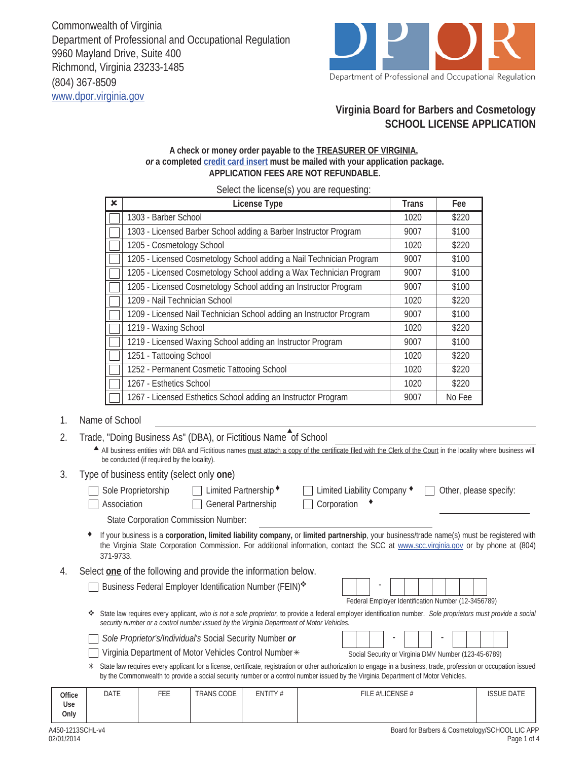Commonwealth of Virginia
Department of Professional and Occupational Regulation
9960 Mayland Drive, Suite 400
Richmond, Virginia 23233-1485
(804) 367-8509
www.dpor.virginia.gov

Department of Professional and Occupational Regulation

## Virginia Board for Barbers and Cosmetology
## SCHOOL LICENSE APPLICATION

**A check or money order payable to the TREASURER OF VIRGINIA,**
***or* a completed credit card insert must be mailed with your application package.**
**APPLICATION FEES ARE NOT REFUNDABLE.**

Select the license(s) you are requesting:

| ✘ | License Type | Trans | Fee |
|---|---|---|---|
| ☐ | 1303 - Barber School | 1020 | $220 |
| ☐ | 1303 - Licensed Barber School adding a Barber Instructor Program | 9007 | $100 |
| ☐ | 1205 - Cosmetology School | 1020 | $220 |
| ☐ | 1205 - Licensed Cosmetology School adding a Nail Technician Program | 9007 | $100 |
| ☐ | 1205 - Licensed Cosmetology School adding a Wax Technician Program | 9007 | $100 |
| ☐ | 1205 - Licensed Cosmetology School adding an Instructor Program | 9007 | $100 |
| ☐ | 1209 - Nail Technician School | 1020 | $220 |
| ☐ | 1209 - Licensed Nail Technician School adding an Instructor Program | 9007 | $100 |
| ☐ | 1219 - Waxing School | 1020 | $220 |
| ☐ | 1219 - Licensed Waxing School adding an Instructor Program | 9007 | $100 |
| ☐ | 1251 - Tattooing School | 1020 | $220 |
| ☐ | 1252 - Permanent Cosmetic Tattooing School | 1020 | $220 |
| ☐ | 1267 - Esthetics School | 1020 | $220 |
| ☐ | 1267 - Licensed Esthetics School adding an Instructor Program | 9007 | No Fee |

1. Name of School \_\_\_\_\_\_\_\_\_\_\_\_\_\_\_\_\_\_\_\_\_\_\_\_\_\_\_\_\_\_

2. Trade, "Doing Business As" (DBA), or Fictitious Name ▲ of School \_\_\_\_\_\_\_\_\_\_\_\_\_\_\_\_\_\_\_\_\_\_\_\_\_\_\_\_\_\_

   ▲ All business entities with DBA and Fictitious names must attach a copy of the certificate filed with the Clerk of the Court in the locality where business will be conducted (if required by the locality).

3. Type of business entity (select only **one**)

   ☐ Sole Proprietorship ☐ Limited Partnership ♦ ☐ Limited Liability Company ♦ ☐ Other, please specify: \_\_\_\_\_\_\_\_\_\_
   ☐ Association ☐ General Partnership ☐ Corporation ♦

   State Corporation Commission Number: \_\_\_\_\_\_\_\_\_\_\_\_\_\_\_\_\_\_\_\_

   ♦ If your business is a **corporation, limited liability company,** or **limited partnership**, your business/trade name(s) must be registered with the Virginia State Corporation Commission. For additional information, contact the SCC at www.scc.virginia.gov or by phone at (804) 371-9733.

4. Select **one** of the following and provide the information below.

   ☐ Business Federal Employer Identification Number (FEIN)❖ &nbsp;&nbsp; ☐☐ - ☐☐☐☐☐☐☐
   Federal Employer Identification Number (12-3456789)

   ❖ State law requires every applicant, *who is not a sole proprietor,* to provide a federal employer identification number. *Sole proprietors must provide a social security number or a control number issued by the Virginia Department of Motor Vehicles.*

   ☐ *Sole Proprietor's/Individual's* Social Security Number ***or***
   ☐ Virginia Department of Motor Vehicles Control Number ✳ &nbsp;&nbsp; ☐☐☐ - ☐☐ - ☐☐☐☐
   Social Security or Virginia DMV Number (123-45-6789)

   ✳ State law requires every applicant for a license, certificate, registration or other authorization to engage in a business, trade, profession or occupation issued by the Commonwealth to provide a social security number or a control number issued by the Virginia Department of Motor Vehicles.

| **Office Use Only** | DATE | FEE | TRANS CODE | ENTITY # | FILE #/LICENSE # | ISSUE DATE |
|---|---|---|---|---|---|---|
| | | | | | | |

A450-1213SCHL-v4
02/01/2014
Board for Barbers & Cosmetology/SCHOOL LIC APP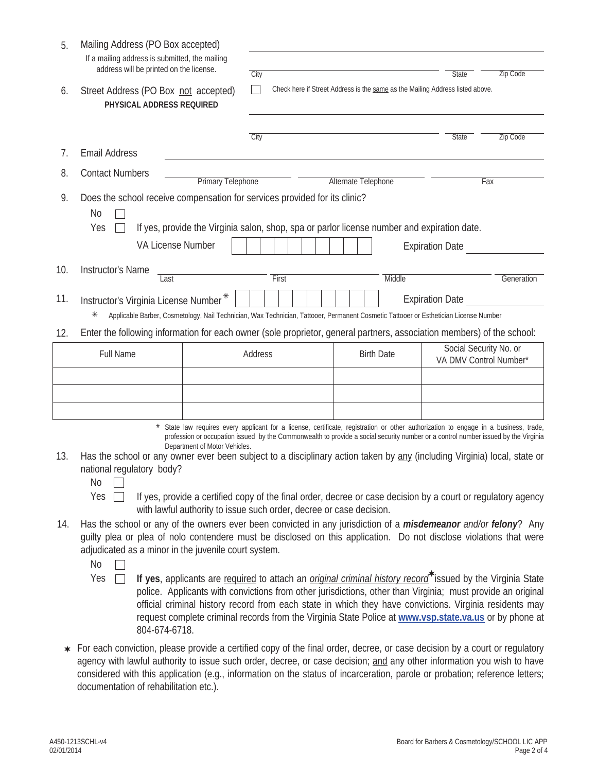5. Mailing Address (PO Box accepted)
   If a mailing address is submitted, the mailing address will be printed on the license.

   ______________________________________________

   City ____________________ State ______ Zip Code ______

6. Street Address (PO Box not accepted)
   **PHYSICAL ADDRESS REQUIRED**

   ☐ Check here if Street Address is the same as the Mailing Address listed above.

   ______________________________________________

   City ____________________ State ______ Zip Code ______

7. Email Address ______________________________________________

8. Contact Numbers ____________ Primary Telephone ____________ Alternate Telephone ____________ Fax

9. Does the school receive compensation for services provided for its clinic?

   No ☐

   Yes ☐ If yes, provide the Virginia salon, shop, spa or parlor license number and expiration date.

   VA License Number ☐☐☐☐☐☐☐☐☐☐ Expiration Date ____________

10. Instructor's Name ____________ Last ____________ First ____________ Middle ____________ Generation

11. Instructor's Virginia License Number * ☐☐☐☐☐☐☐☐☐☐ Expiration Date ____________

    * Applicable Barber, Cosmetology, Nail Technician, Wax Technician, Tattooer, Permanent Cosmetic Tattooer or Esthetician License Number

12. Enter the following information for each owner (sole proprietor, general partners, association members) of the school:

| Full Name | Address | Birth Date | Social Security No. or VA DMV Control Number* |
|---|---|---|---|
| | | | |
| | | | |
| | | | |

\* State law requires every applicant for a license, certificate, registration or other authorization to engage in a business, trade, profession or occupation issued by the Commonwealth to provide a social security number or a control number issued by the Virginia Department of Motor Vehicles.

13. Has the school or any owner ever been subject to a disciplinary action taken by any (including Virginia) local, state or national regulatory body?

    No ☐

    Yes ☐ If yes, provide a certified copy of the final order, decree or case decision by a court or regulatory agency with lawful authority to issue such order, decree or case decision.

14. Has the school or any of the owners ever been convicted in any jurisdiction of a ***misdemeanor*** *and/or* ***felony***? Any guilty plea or plea of nolo contendere must be disclosed on this application. Do not disclose violations that were adjudicated as a minor in the juvenile court system.

    No ☐

    Yes ☐ **If yes**, applicants are required to attach an *original criminal history record*★ issued by the Virginia State police. Applicants with convictions from other jurisdictions, other than Virginia; must provide an original official criminal history record from each state in which they have convictions. Virginia residents may request complete criminal records from the Virginia State Police at **www.vsp.state.va.us** or by phone at 804-674-6718.

★ For each conviction, please provide a certified copy of the final order, decree, or case decision by a court or regulatory agency with lawful authority to issue such order, decree, or case decision; and any other information you wish to have considered with this application (e.g., information on the status of incarceration, parole or probation; reference letters; documentation of rehabilitation etc.).

A450-1213SCHL-v4
02/01/2014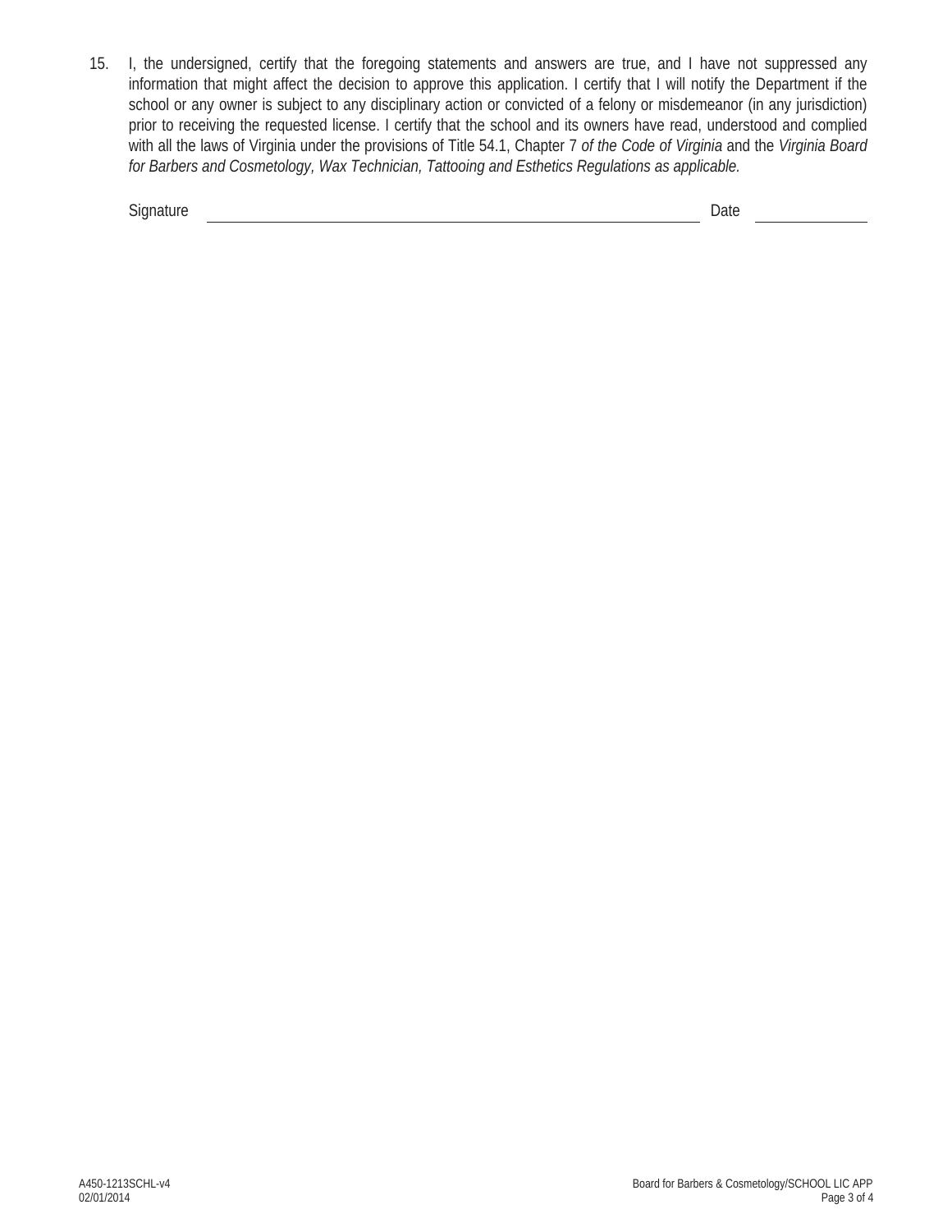15. I, the undersigned, certify that the foregoing statements and answers are true, and I have not suppressed any information that might affect the decision to approve this application. I certify that I will notify the Department if the school or any owner is subject to any disciplinary action or convicted of a felony or misdemeanor (in any jurisdiction) prior to receiving the requested license. I certify that the school and its owners have read, understood and complied with all the laws of Virginia under the provisions of Title 54.1, Chapter 7 *of the Code of Virginia* and the *Virginia Board for Barbers and Cosmetology, Wax Technician, Tattooing and Esthetics Regulations as applicable.*

Signature ______________________________________________ Date ______________

A450-1213SCHL-v4
02/01/2014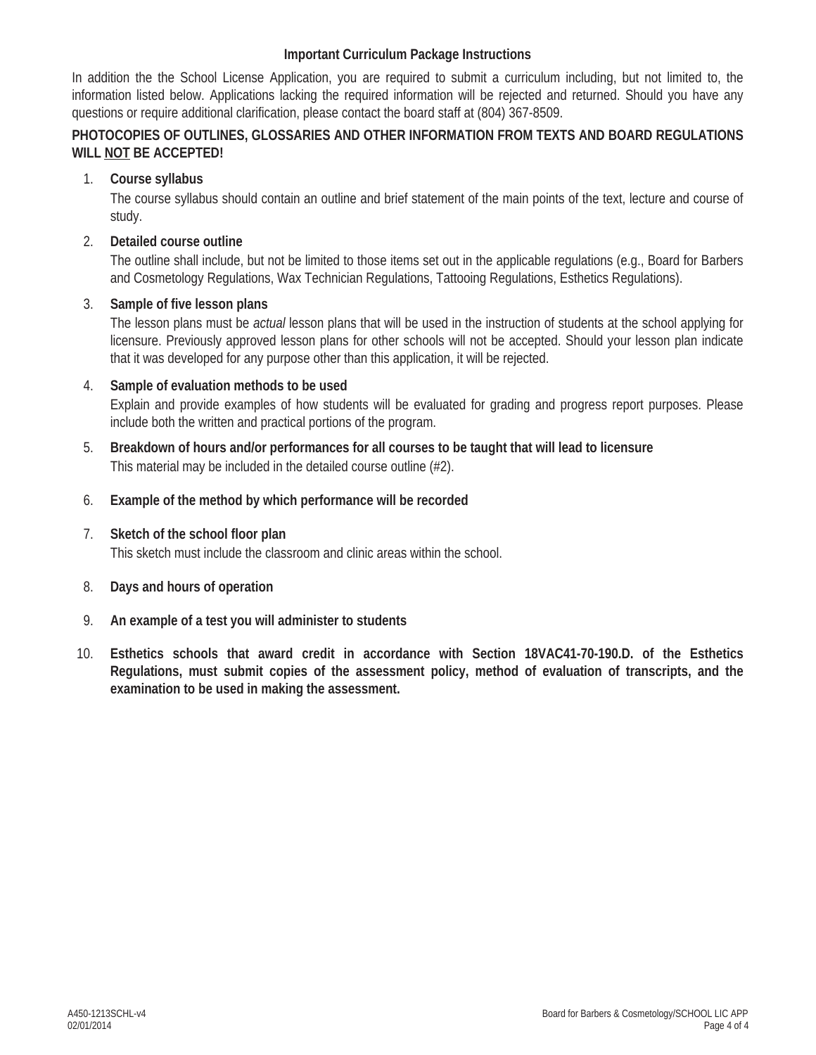## Important Curriculum Package Instructions

In addition the the School License Application, you are required to submit a curriculum including, but not limited to, the information listed below. Applications lacking the required information will be rejected and returned. Should you have any questions or require additional clarification, please contact the board staff at (804) 367-8509.

**PHOTOCOPIES OF OUTLINES, GLOSSARIES AND OTHER INFORMATION FROM TEXTS AND BOARD REGULATIONS WILL NOT BE ACCEPTED!**

1. **Course syllabus**

   The course syllabus should contain an outline and brief statement of the main points of the text, lecture and course of study.

2. **Detailed course outline**

   The outline shall include, but not be limited to those items set out in the applicable regulations (e.g., Board for Barbers and Cosmetology Regulations, Wax Technician Regulations, Tattooing Regulations, Esthetics Regulations).

3. **Sample of five lesson plans**

   The lesson plans must be *actual* lesson plans that will be used in the instruction of students at the school applying for licensure. Previously approved lesson plans for other schools will not be accepted. Should your lesson plan indicate that it was developed for any purpose other than this application, it will be rejected.

4. **Sample of evaluation methods to be used**

   Explain and provide examples of how students will be evaluated for grading and progress report purposes. Please include both the written and practical portions of the program.

5. **Breakdown of hours and/or performances for all courses to be taught that will lead to licensure**

   This material may be included in the detailed course outline (#2).

6. **Example of the method by which performance will be recorded**

7. **Sketch of the school floor plan**

   This sketch must include the classroom and clinic areas within the school.

8. **Days and hours of operation**

9. **An example of a test you will administer to students**

10. **Esthetics schools that award credit in accordance with Section 18VAC41-70-190.D. of the Esthetics Regulations, must submit copies of the assessment policy, method of evaluation of transcripts, and the examination to be used in making the assessment.**

A450-1213SCHL-v4
02/01/2014